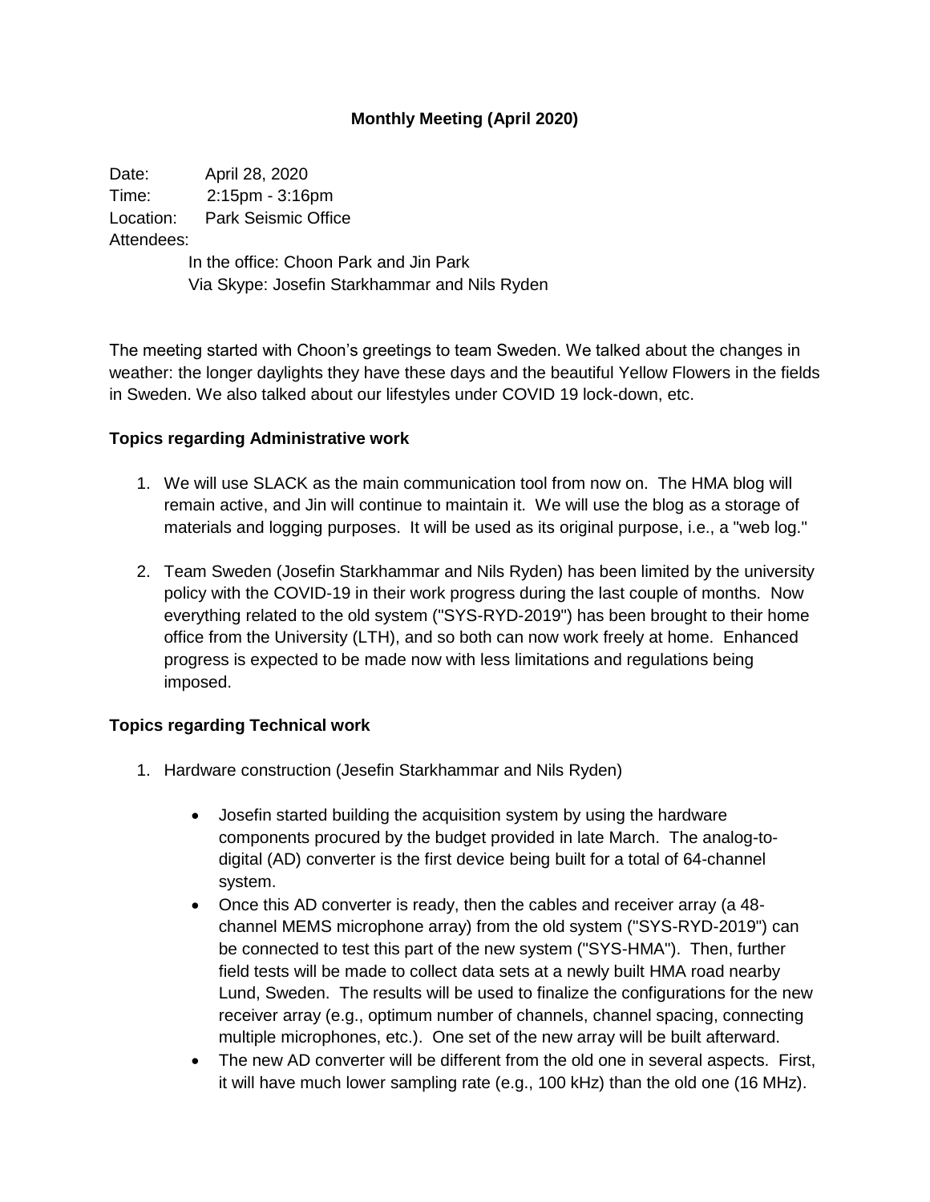# Monthly Meeting (April 2020)

Date: April 28, 2020
Time: 2:15pm - 3:16pm
Location: Park Seismic Office
Attendees:

In the office: Choon Park and Jin Park
Via Skype: Josefin Starkhammar and Nils Ryden

The meeting started with Choon's greetings to team Sweden. We talked about the changes in weather: the longer daylights they have these days and the beautiful Yellow Flowers in the fields in Sweden. We also talked about our lifestyles under COVID 19 lock-down, etc.

**Topics regarding Administrative work**

1. We will use SLACK as the main communication tool from now on. The HMA blog will remain active, and Jin will continue to maintain it. We will use the blog as a storage of materials and logging purposes. It will be used as its original purpose, i.e., a "web log."
2. Team Sweden (Josefin Starkhammar and Nils Ryden) has been limited by the university policy with the COVID-19 in their work progress during the last couple of months. Now everything related to the old system ("SYS-RYD-2019") has been brought to their home office from the University (LTH), and so both can now work freely at home. Enhanced progress is expected to be made now with less limitations and regulations being imposed.

**Topics regarding Technical work**

1. Hardware construction (Jesefin Starkhammar and Nils Ryden)
   - Josefin started building the acquisition system by using the hardware components procured by the budget provided in late March. The analog-to-digital (AD) converter is the first device being built for a total of 64-channel system.
   - Once this AD converter is ready, then the cables and receiver array (a 48-channel MEMS microphone array) from the old system ("SYS-RYD-2019") can be connected to test this part of the new system ("SYS-HMA"). Then, further field tests will be made to collect data sets at a newly built HMA road nearby Lund, Sweden. The results will be used to finalize the configurations for the new receiver array (e.g., optimum number of channels, channel spacing, connecting multiple microphones, etc.). One set of the new array will be built afterward.
   - The new AD converter will be different from the old one in several aspects. First, it will have much lower sampling rate (e.g., 100 kHz) than the old one (16 MHz).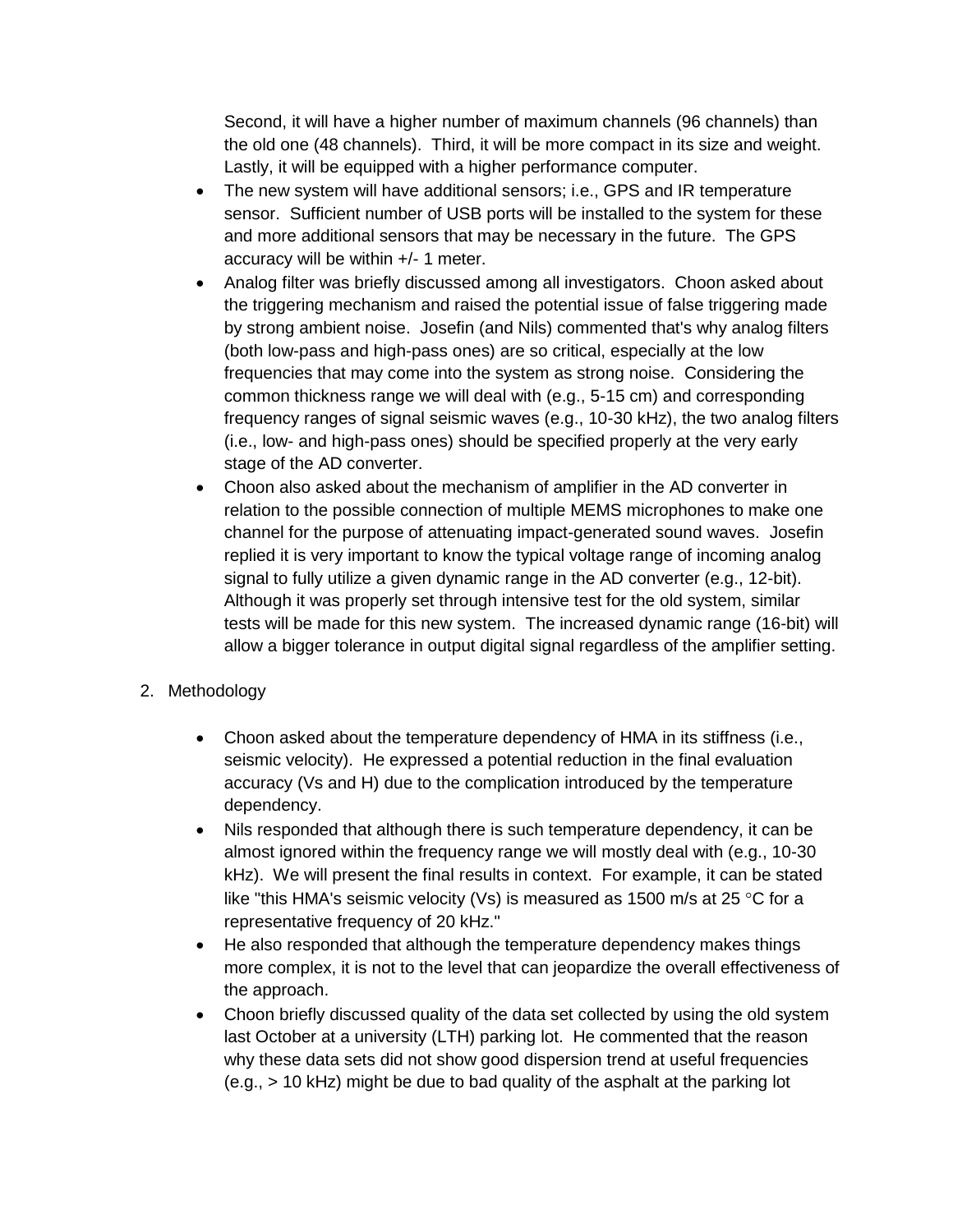Second, it will have a higher number of maximum channels (96 channels) than the old one (48 channels). Third, it will be more compact in its size and weight. Lastly, it will be equipped with a higher performance computer.

- The new system will have additional sensors; i.e., GPS and IR temperature sensor. Sufficient number of USB ports will be installed to the system for these and more additional sensors that may be necessary in the future. The GPS accuracy will be within +/- 1 meter.
- Analog filter was briefly discussed among all investigators. Choon asked about the triggering mechanism and raised the potential issue of false triggering made by strong ambient noise. Josefin (and Nils) commented that's why analog filters (both low-pass and high-pass ones) are so critical, especially at the low frequencies that may come into the system as strong noise. Considering the common thickness range we will deal with (e.g., 5-15 cm) and corresponding frequency ranges of signal seismic waves (e.g., 10-30 kHz), the two analog filters (i.e., low- and high-pass ones) should be specified properly at the very early stage of the AD converter.
- Choon also asked about the mechanism of amplifier in the AD converter in relation to the possible connection of multiple MEMS microphones to make one channel for the purpose of attenuating impact-generated sound waves. Josefin replied it is very important to know the typical voltage range of incoming analog signal to fully utilize a given dynamic range in the AD converter (e.g., 12-bit). Although it was properly set through intensive test for the old system, similar tests will be made for this new system. The increased dynamic range (16-bit) will allow a bigger tolerance in output digital signal regardless of the amplifier setting.

2. Methodology

- Choon asked about the temperature dependency of HMA in its stiffness (i.e., seismic velocity). He expressed a potential reduction in the final evaluation accuracy (Vs and H) due to the complication introduced by the temperature dependency.
- Nils responded that although there is such temperature dependency, it can be almost ignored within the frequency range we will mostly deal with (e.g., 10-30 kHz). We will present the final results in context. For example, it can be stated like "this HMA's seismic velocity (Vs) is measured as 1500 m/s at 25 °C for a representative frequency of 20 kHz."
- He also responded that although the temperature dependency makes things more complex, it is not to the level that can jeopardize the overall effectiveness of the approach.
- Choon briefly discussed quality of the data set collected by using the old system last October at a university (LTH) parking lot. He commented that the reason why these data sets did not show good dispersion trend at useful frequencies (e.g., > 10 kHz) might be due to bad quality of the asphalt at the parking lot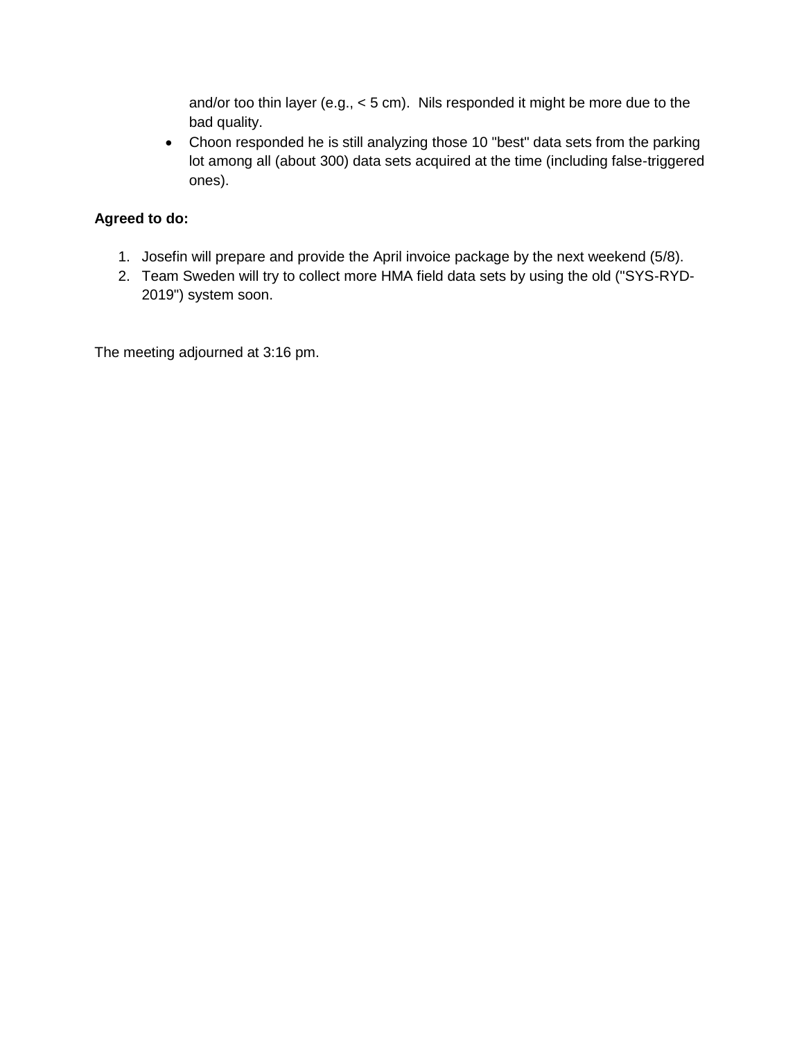and/or too thin layer (e.g., < 5 cm). Nils responded it might be more due to the bad quality.

- Choon responded he is still analyzing those 10 "best" data sets from the parking lot among all (about 300) data sets acquired at the time (including false-triggered ones).

**Agreed to do:**

1. Josefin will prepare and provide the April invoice package by the next weekend (5/8).
2. Team Sweden will try to collect more HMA field data sets by using the old ("SYS-RYD-2019") system soon.

The meeting adjourned at 3:16 pm.